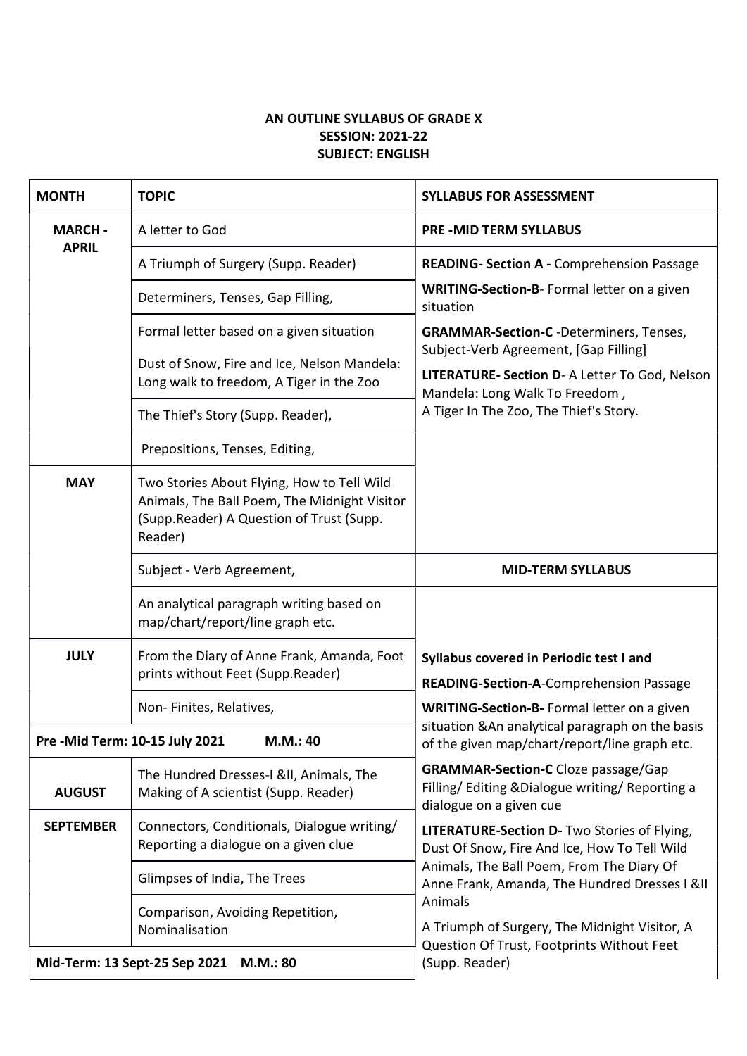**AN OUTLINE SYLLABUS OF GRADE X**
**SESSION: 2021-22**
**SUBJECT: ENGLISH**

| MONTH | TOPIC | SYLLABUS FOR ASSESSMENT |
|---|---|---|
| **MARCH - APRIL** | A letter to God | **PRE -MID TERM SYLLABUS** |
| | A Triumph of Surgery (Supp. Reader) | **READING- Section A -** Comprehension Passage |
| | Determiners, Tenses, Gap Filling, | **WRITING-Section-B**- Formal letter on a given situation |
| | Formal letter based on a given situation<br>Dust of Snow, Fire and Ice, Nelson Mandela: Long walk to freedom, A Tiger in the Zoo | **GRAMMAR-Section-C** -Determiners, Tenses, Subject-Verb Agreement, [Gap Filling]<br>**LITERATURE- Section D**- A Letter To God, Nelson Mandela: Long Walk To Freedom , A Tiger In The Zoo, The Thief's Story. |
| | The Thief's Story (Supp. Reader), | |
| | Prepositions, Tenses, Editing, | |
| **MAY** | Two Stories About Flying, How to Tell Wild Animals, The Ball Poem, The Midnight Visitor (Supp.Reader) A Question of Trust (Supp. Reader) | |
| | Subject - Verb Agreement, | **MID-TERM SYLLABUS** |
| | An analytical paragraph writing based on map/chart/report/line graph etc. | |
| **JULY** | From the Diary of Anne Frank, Amanda, Foot prints without Feet (Supp.Reader) | **Syllabus covered in Periodic test I and**<br>**READING-Section-A**-Comprehension Passage |
| | Non- Finites, Relatives, | **WRITING-Section-B-** Formal letter on a given situation &An analytical paragraph on the basis of the given map/chart/report/line graph etc. |
| **Pre -Mid Term: 10-15 July 2021 M.M.: 40** | | |
| **AUGUST** | The Hundred Dresses-I &II, Animals, The Making of A scientist (Supp. Reader) | **GRAMMAR-Section-C** Cloze passage/Gap Filling/ Editing &Dialogue writing/ Reporting a dialogue on a given cue |
| **SEPTEMBER** | Connectors, Conditionals, Dialogue writing/ Reporting a dialogue on a given clue | **LITERATURE-Section D-** Two Stories of Flying, Dust Of Snow, Fire And Ice, How To Tell Wild Animals, The Ball Poem, From The Diary Of Anne Frank, Amanda, The Hundred Dresses I &II Animals |
| | Glimpses of India, The Trees | |
| | Comparison, Avoiding Repetition, Nominalisation | A Triumph of Surgery, The Midnight Visitor, A Question Of Trust, Footprints Without Feet (Supp. Reader) |
| **Mid-Term: 13 Sept-25 Sep 2021 M.M.: 80** | | |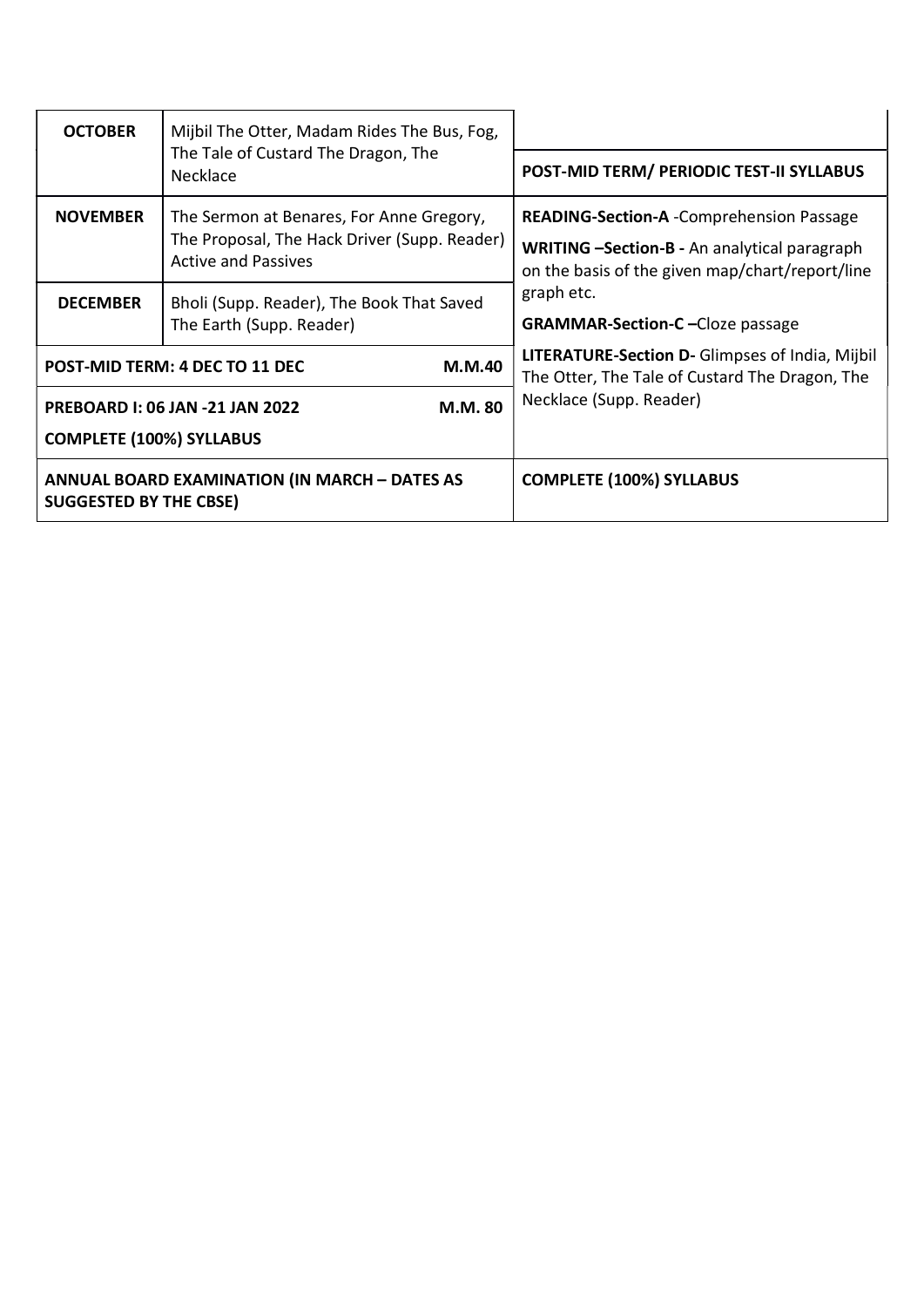| | | |
|---|---|---|
| **OCTOBER** | Mijbil The Otter, Madam Rides The Bus, Fog, The Tale of Custard The Dragon, The Necklace | **POST-MID TERM/ PERIODIC TEST-II SYLLABUS** |
| **NOVEMBER** | The Sermon at Benares, For Anne Gregory, The Proposal, The Hack Driver (Supp. Reader) Active and Passives | **READING-Section-A** -Comprehension Passage<br>**WRITING –Section-B -** An analytical paragraph on the basis of the given map/chart/report/line graph etc.<br>**GRAMMAR-Section-C –**Cloze passage<br>**LITERATURE-Section D-** Glimpses of India, Mijbil The Otter, The Tale of Custard The Dragon, The Necklace (Supp. Reader) |
| **DECEMBER** | Bholi (Supp. Reader), The Book That Saved The Earth (Supp. Reader) | |
| **POST-MID TERM: 4 DEC TO 11 DEC** | **M.M.40** | |
| **PREBOARD I: 06 JAN -21 JAN 2022**<br>**COMPLETE (100%) SYLLABUS** | **M.M. 80** | |
| **ANNUAL BOARD EXAMINATION (IN MARCH – DATES AS SUGGESTED BY THE CBSE)** | | **COMPLETE (100%) SYLLABUS** |